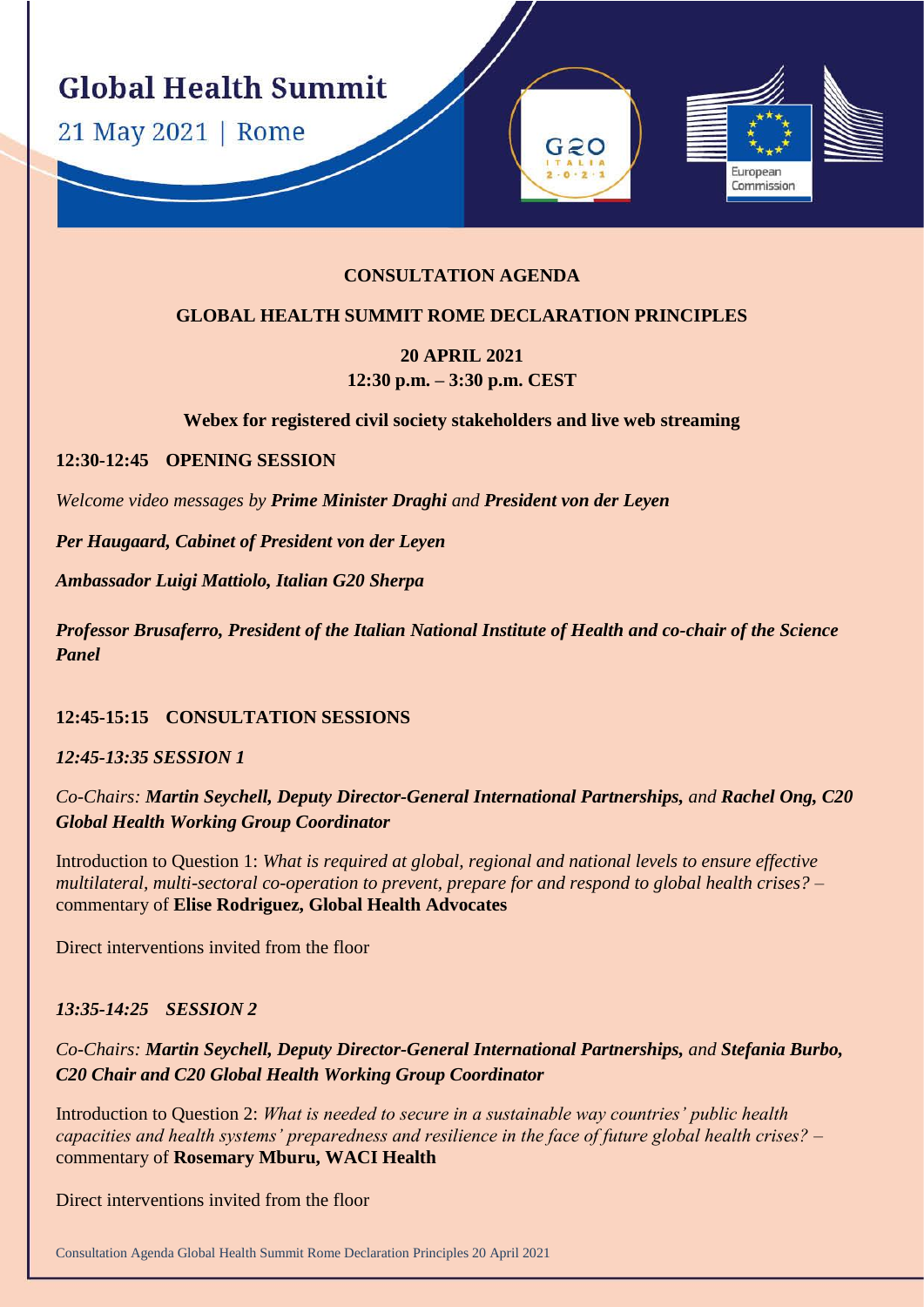# Global Health Summit

21 May 2021 | Rome

**CONSULTATION AGENDA**

**GLOBAL HEALTH SUMMIT ROME DECLARATION PRINCIPLES**

**20 APRIL 2021**
**12:30 p.m. – 3:30 p.m. CEST**

**Webex for registered civil society stakeholders and live web streaming**

## 12:30-12:45 OPENING SESSION

*Welcome video messages by* ***Prime Minister Draghi*** *and* ***President von der Leyen***

***Per Haugaard, Cabinet of President von der Leyen***

***Ambassador Luigi Mattiolo, Italian G20 Sherpa***

***Professor Brusaferro, President of the Italian National Institute of Health and co-chair of the Science Panel***

## 12:45-15:15 CONSULTATION SESSIONS

### *12:45-13:35 SESSION 1*

*Co-Chairs:* ***Martin Seychell, Deputy Director-General International Partnerships,*** *and* ***Rachel Ong, C20 Global Health Working Group Coordinator***

Introduction to Question 1: *What is required at global, regional and national levels to ensure effective multilateral, multi-sectoral co-operation to prevent, prepare for and respond to global health crises?* – commentary of **Elise Rodriguez, Global Health Advocates**

Direct interventions invited from the floor

### *13:35-14:25 SESSION 2*

*Co-Chairs:* ***Martin Seychell, Deputy Director-General International Partnerships,*** *and* ***Stefania Burbo, C20 Chair and C20 Global Health Working Group Coordinator***

Introduction to Question 2: *What is needed to secure in a sustainable way countries' public health capacities and health systems' preparedness and resilience in the face of future global health crises?* – commentary of **Rosemary Mburu, WACI Health**

Direct interventions invited from the floor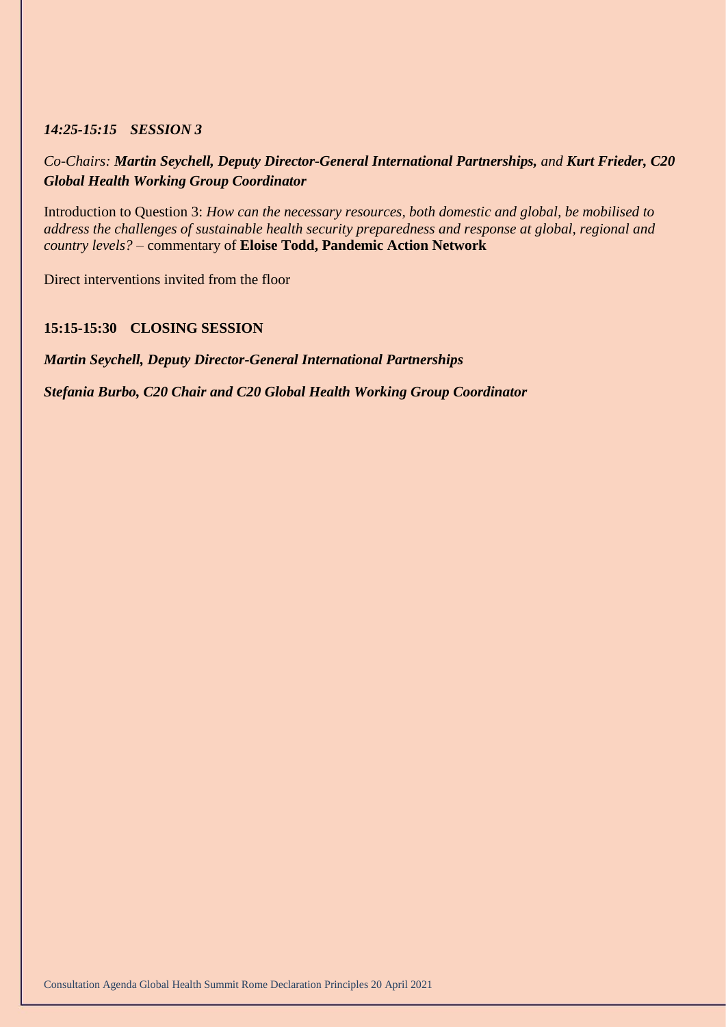***14:25-15:15 SESSION 3***

*Co-Chairs:* ***Martin Seychell, Deputy Director-General International Partnerships,*** *and* ***Kurt Frieder, C20 Global Health Working Group Coordinator***

Introduction to Question 3: *How can the necessary resources, both domestic and global, be mobilised to address the challenges of sustainable health security preparedness and response at global, regional and country levels?* – commentary of **Eloise Todd, Pandemic Action Network**

Direct interventions invited from the floor

**15:15-15:30 CLOSING SESSION**

***Martin Seychell, Deputy Director-General International Partnerships***

***Stefania Burbo, C20 Chair and C20 Global Health Working Group Coordinator***